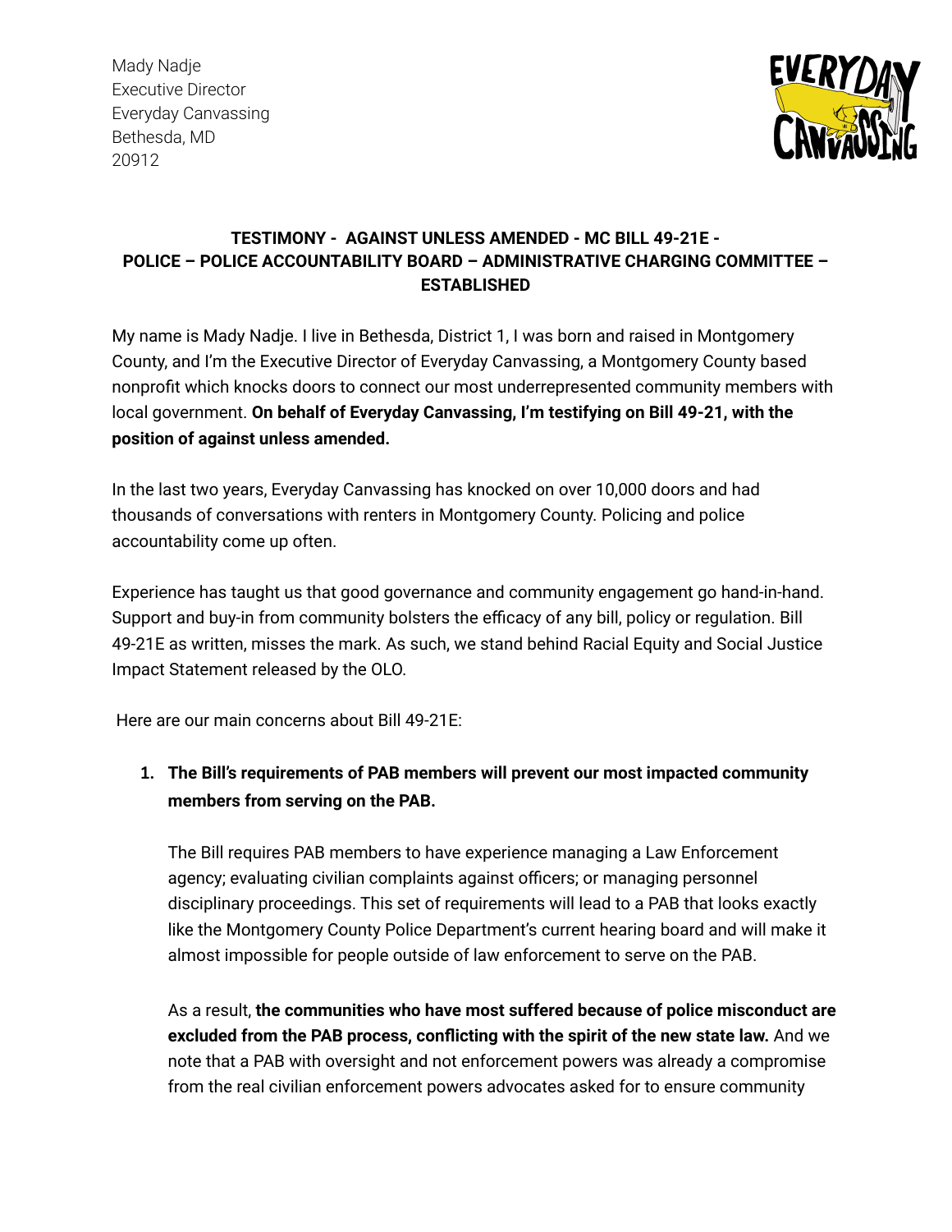Mady Nadje
Executive Director
Everyday Canvassing
Bethesda, MD
20912

**TESTIMONY - AGAINST UNLESS AMENDED - MC BILL 49-21E - POLICE – POLICE ACCOUNTABILITY BOARD – ADMINISTRATIVE CHARGING COMMITTEE – ESTABLISHED**

My name is Mady Nadje. I live in Bethesda, District 1, I was born and raised in Montgomery County, and I'm the Executive Director of Everyday Canvassing, a Montgomery County based nonprofit which knocks doors to connect our most underrepresented community members with local government. **On behalf of Everyday Canvassing, I'm testifying on Bill 49-21, with the position of against unless amended.**

In the last two years, Everyday Canvassing has knocked on over 10,000 doors and had thousands of conversations with renters in Montgomery County. Policing and police accountability come up often.

Experience has taught us that good governance and community engagement go hand-in-hand. Support and buy-in from community bolsters the efficacy of any bill, policy or regulation. Bill 49-21E as written, misses the mark. As such, we stand behind Racial Equity and Social Justice Impact Statement released by the OLO.

Here are our main concerns about Bill 49-21E:

1. **The Bill's requirements of PAB members will prevent our most impacted community members from serving on the PAB.**

   The Bill requires PAB members to have experience managing a Law Enforcement agency; evaluating civilian complaints against officers; or managing personnel disciplinary proceedings. This set of requirements will lead to a PAB that looks exactly like the Montgomery County Police Department's current hearing board and will make it almost impossible for people outside of law enforcement to serve on the PAB.

   As a result, **the communities who have most suffered because of police misconduct are excluded from the PAB process, conflicting with the spirit of the new state law.** And we note that a PAB with oversight and not enforcement powers was already a compromise from the real civilian enforcement powers advocates asked for to ensure community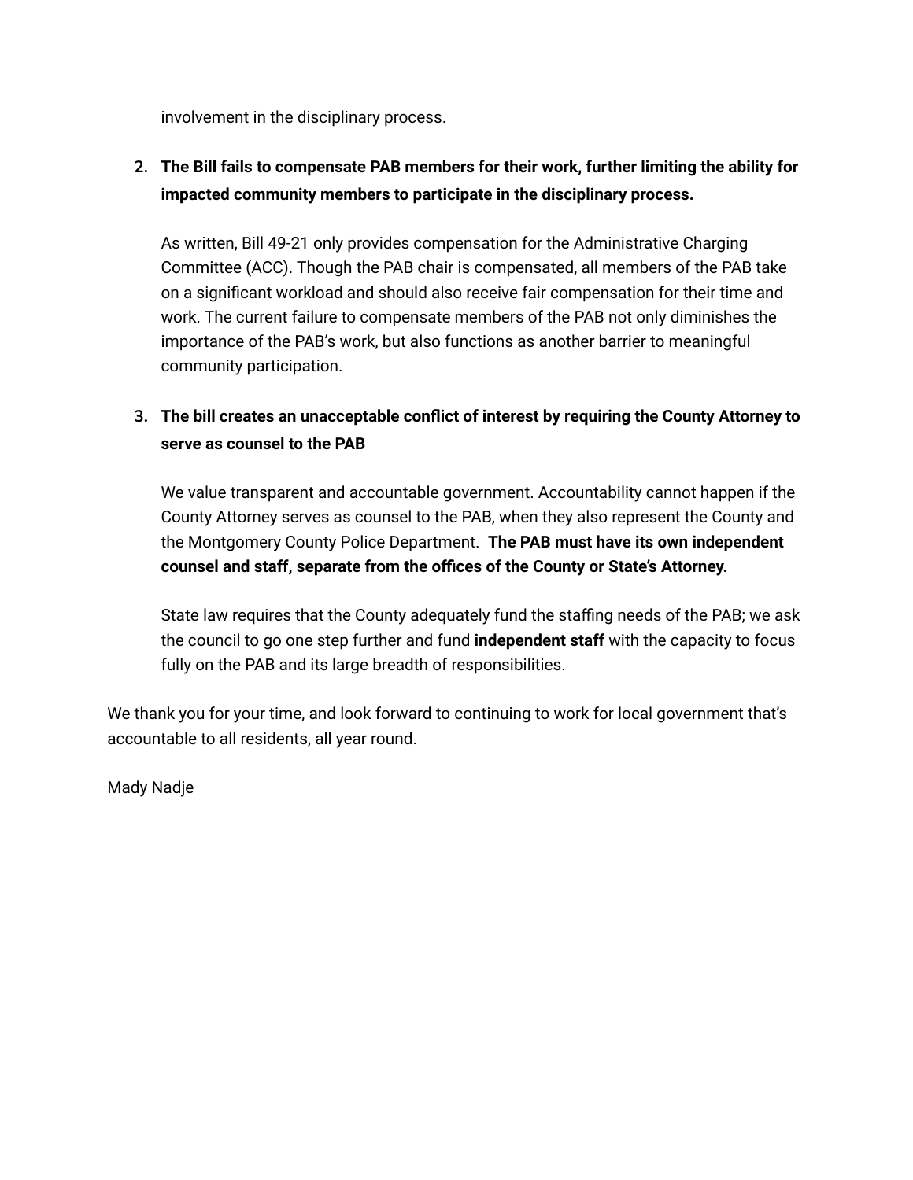involvement in the disciplinary process.

2. **The Bill fails to compensate PAB members for their work, further limiting the ability for impacted community members to participate in the disciplinary process.**

   As written, Bill 49-21 only provides compensation for the Administrative Charging Committee (ACC). Though the PAB chair is compensated, all members of the PAB take on a significant workload and should also receive fair compensation for their time and work. The current failure to compensate members of the PAB not only diminishes the importance of the PAB's work, but also functions as another barrier to meaningful community participation.

3. **The bill creates an unacceptable conflict of interest by requiring the County Attorney to serve as counsel to the PAB**

   We value transparent and accountable government. Accountability cannot happen if the County Attorney serves as counsel to the PAB, when they also represent the County and the Montgomery County Police Department. **The PAB must have its own independent counsel and staff, separate from the offices of the County or State's Attorney.**

   State law requires that the County adequately fund the staffing needs of the PAB; we ask the council to go one step further and fund **independent staff** with the capacity to focus fully on the PAB and its large breadth of responsibilities.

We thank you for your time, and look forward to continuing to work for local government that's accountable to all residents, all year round.

Mady Nadje